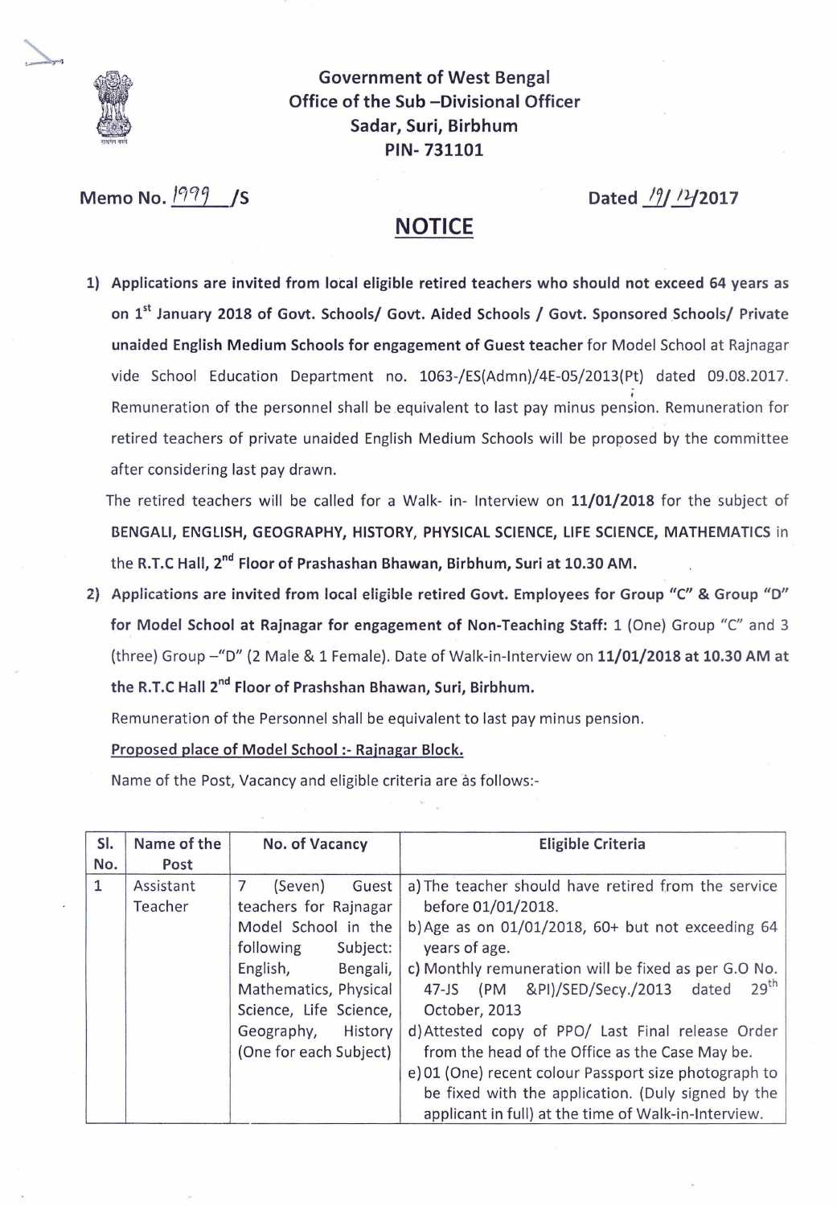**Government of West Bengal**
**Office of the Sub –Divisional Officer**
**Sadar, Suri, Birbhum**
**PIN- 731101**

**Memo No. 1999 /S** **Dated 19/12/2017**

# NOTICE

1) **Applications are invited from local eligible retired teachers who should not exceed 64 years as on 1st January 2018 of Govt. Schools/ Govt. Aided Schools / Govt. Sponsored Schools/ Private unaided English Medium Schools for engagement of Guest teacher** for Model School at Rajnagar vide School Education Department no. 1063-/ES(Admn)/4E-05/2013(Pt) dated 09.08.2017. Remuneration of the personnel shall be equivalent to last pay minus pension. Remuneration for retired teachers of private unaided English Medium Schools will be proposed by the committee after considering last pay drawn.

   The retired teachers will be called for a Walk- in- Interview on **11/01/2018** for the subject of **BENGALI, ENGLISH, GEOGRAPHY, HISTORY, PHYSICAL SCIENCE, LIFE SCIENCE, MATHEMATICS** in the **R.T.C Hall, 2nd Floor of Prashashan Bhawan, Birbhum, Suri at 10.30 AM.**

2) **Applications are invited from local eligible retired Govt. Employees for Group "C" & Group "D" for Model School at Rajnagar for engagement of Non-Teaching Staff:** 1 (One) Group "C" and 3 (three) Group –"D" (2 Male & 1 Female). Date of Walk-in-Interview on **11/01/2018 at 10.30 AM at the R.T.C Hall 2nd Floor of Prashshan Bhawan, Suri, Birbhum.**

   Remuneration of the Personnel shall be equivalent to last pay minus pension.

   **Proposed place of Model School :- Rajnagar Block.**

   Name of the Post, Vacancy and eligible criteria are as follows:-

| Sl. No. | Name of the Post | No. of Vacancy | Eligible Criteria |
|---|---|---|---|
| 1 | Assistant Teacher | 7 (Seven) Guest teachers for Rajnagar Model School in the following Subject: English, Bengali, Mathematics, Physical Science, Life Science, Geography, History (One for each Subject) | a) The teacher should have retired from the service before 01/01/2018.<br>b) Age as on 01/01/2018, 60+ but not exceeding 64 years of age.<br>c) Monthly remuneration will be fixed as per G.O No. 47-JS (PM &PI)/SED/Secy./2013 dated 29th October, 2013<br>d) Attested copy of PPO/ Last Final release Order from the head of the Office as the Case May be.<br>e) 01 (One) recent colour Passport size photograph to be fixed with the application. (Duly signed by the applicant in full) at the time of Walk-in-Interview. |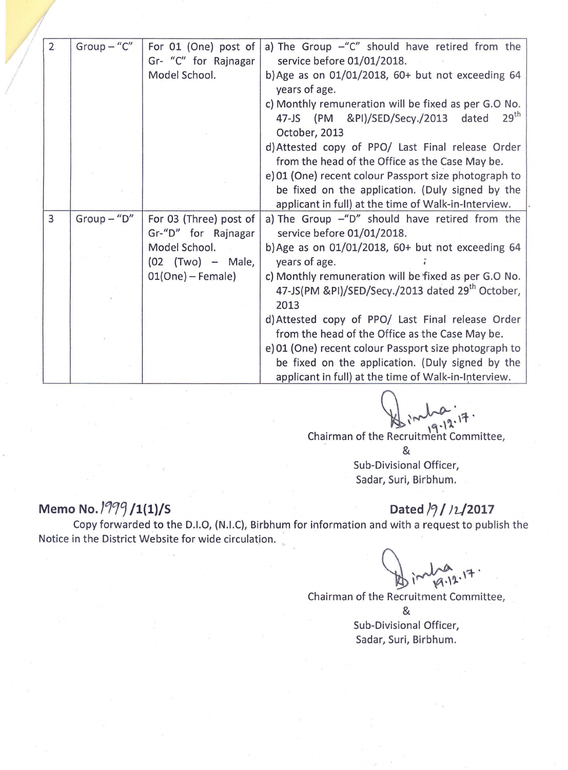| | | | |
|---|---|---|---|
| 2 | Group – "C" | For 01 (One) post of Gr- "C" for Rajnagar Model School. | a) The Group –"C" should have retired from the service before 01/01/2018.<br>b) Age as on 01/01/2018, 60+ but not exceeding 64 years of age.<br>c) Monthly remuneration will be fixed as per G.O No. 47-JS (PM &PI)/SED/Secy./2013 dated 29th October, 2013<br>d) Attested copy of PPO/ Last Final release Order from the head of the Office as the Case May be.<br>e) 01 (One) recent colour Passport size photograph to be fixed on the application. (Duly signed by the applicant in full) at the time of Walk-in-Interview. |
| 3 | Group – "D" | For 03 (Three) post of Gr-"D" for Rajnagar Model School. (02 (Two) – Male, 01(One) – Female) | a) The Group –"D" should have retired from the service before 01/01/2018.<br>b) Age as on 01/01/2018, 60+ but not exceeding 64 years of age.<br>c) Monthly remuneration will be fixed as per G.O No. 47-JS(PM &PI)/SED/Secy./2013 dated 29th October, 2013<br>d) Attested copy of PPO/ Last Final release Order from the head of the Office as the Case May be.<br>e) 01 (One) recent colour Passport size photograph to be fixed on the application. (Duly signed by the applicant in full) at the time of Walk-in-Interview. |

Sinha 19.12.17.

Chairman of the Recruitment Committee,
&
Sub-Divisional Officer,
Sadar, Suri, Birbhum.

**Memo No. 1999 /1(1)/S** **Dated 19 / 12/2017**

Copy forwarded to the D.I.O, (N.I.C), Birbhum for information and with a request to publish the Notice in the District Website for wide circulation.

Sinha 19.12.17.

Chairman of the Recruitment Committee,
&
Sub-Divisional Officer,
Sadar, Suri, Birbhum.